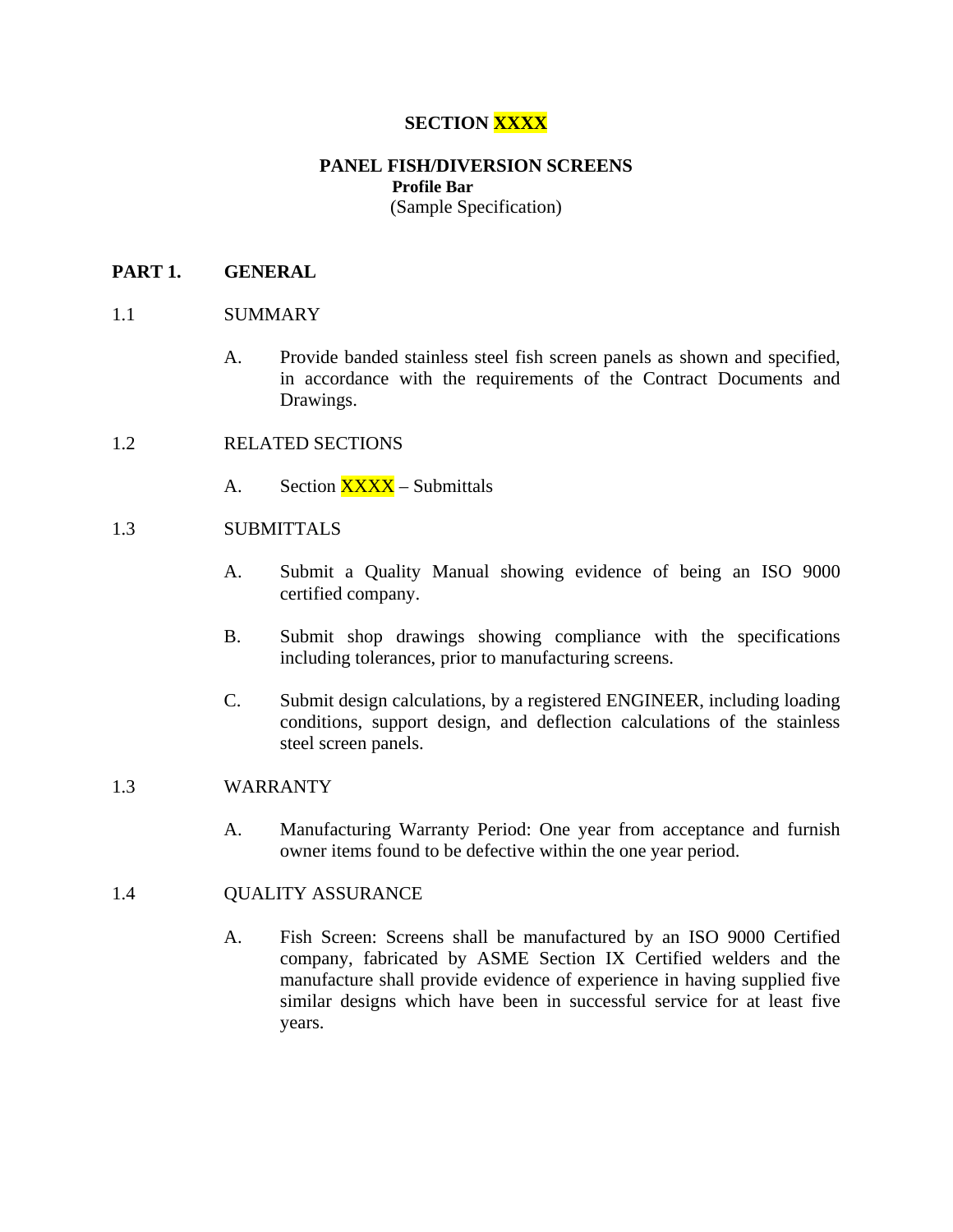# SECTION XXXX

## PANEL FISH/DIVERSION SCREENS

**Profile Bar**

(Sample Specification)

## PART 1. GENERAL

### 1.1 SUMMARY

A. Provide banded stainless steel fish screen panels as shown and specified, in accordance with the requirements of the Contract Documents and Drawings.

### 1.2 RELATED SECTIONS

A. Section XXXX – Submittals

### 1.3 SUBMITTALS

A. Submit a Quality Manual showing evidence of being an ISO 9000 certified company.

B. Submit shop drawings showing compliance with the specifications including tolerances, prior to manufacturing screens.

C. Submit design calculations, by a registered ENGINEER, including loading conditions, support design, and deflection calculations of the stainless steel screen panels.

### 1.3 WARRANTY

A. Manufacturing Warranty Period: One year from acceptance and furnish owner items found to be defective within the one year period.

### 1.4 QUALITY ASSURANCE

A. Fish Screen: Screens shall be manufactured by an ISO 9000 Certified company, fabricated by ASME Section IX Certified welders and the manufacture shall provide evidence of experience in having supplied five similar designs which have been in successful service for at least five years.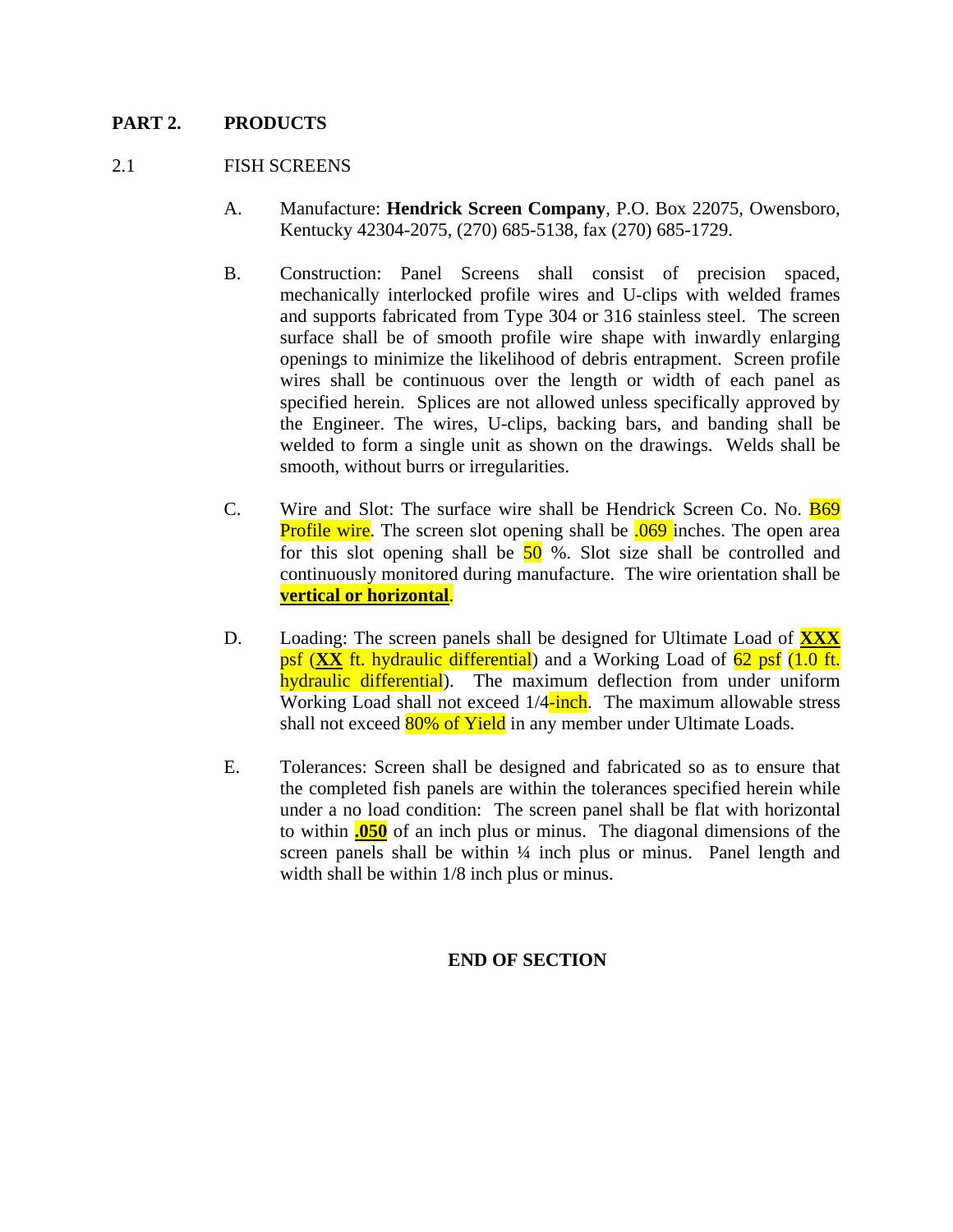**PART 2. PRODUCTS**

2.1 FISH SCREENS

A. Manufacture: **Hendrick Screen Company**, P.O. Box 22075, Owensboro, Kentucky 42304-2075, (270) 685-5138, fax (270) 685-1729.

B. Construction: Panel Screens shall consist of precision spaced, mechanically interlocked profile wires and U-clips with welded frames and supports fabricated from Type 304 or 316 stainless steel. The screen surface shall be of smooth profile wire shape with inwardly enlarging openings to minimize the likelihood of debris entrapment. Screen profile wires shall be continuous over the length or width of each panel as specified herein. Splices are not allowed unless specifically approved by the Engineer. The wires, U-clips, backing bars, and banding shall be welded to form a single unit as shown on the drawings. Welds shall be smooth, without burrs or irregularities.

C. Wire and Slot: The surface wire shall be Hendrick Screen Co. No. B69 Profile wire. The screen slot opening shall be .069 inches. The open area for this slot opening shall be 50 %. Slot size shall be controlled and continuously monitored during manufacture. The wire orientation shall be **vertical or horizontal**.

D. Loading: The screen panels shall be designed for Ultimate Load of **XXX** psf (**XX** ft. hydraulic differential) and a Working Load of 62 psf (1.0 ft. hydraulic differential). The maximum deflection from under uniform Working Load shall not exceed 1/4-inch. The maximum allowable stress shall not exceed 80% of Yield in any member under Ultimate Loads.

E. Tolerances: Screen shall be designed and fabricated so as to ensure that the completed fish panels are within the tolerances specified herein while under a no load condition: The screen panel shall be flat with horizontal to within **.050** of an inch plus or minus. The diagonal dimensions of the screen panels shall be within ¼ inch plus or minus. Panel length and width shall be within 1/8 inch plus or minus.

**END OF SECTION**